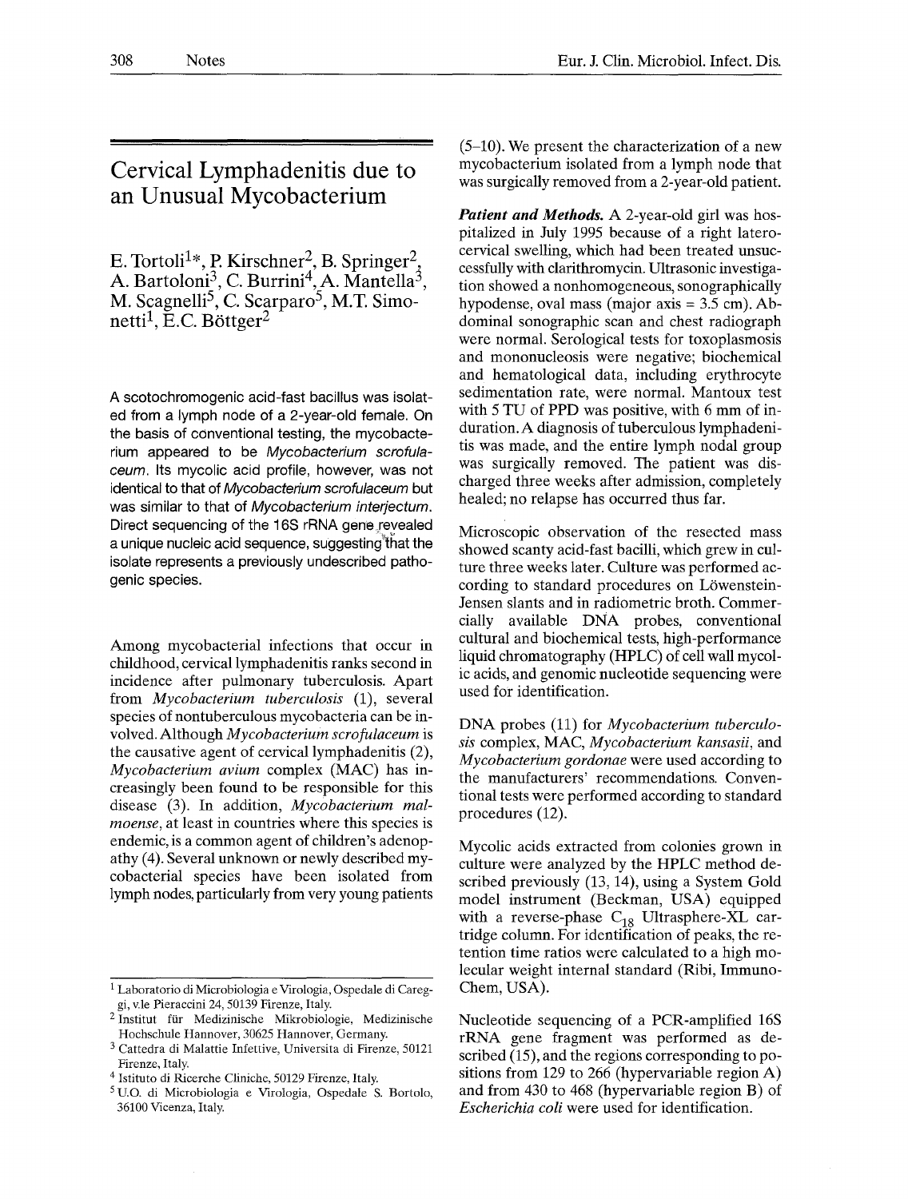# Cervical Lymphadenitis due to an Unusual Mycobacterium

E. Tortoli[1]*, P. Kirschner[2], B. Springer[2], A. Bartoloni[3], C. Burrini[4], A. Mantella[3], M. Scagnelli[5], C. Scarparo[5], M.T. Simonetti[1], E.C. Böttger[2]

A scotochromogenic acid-fast bacillus was isolated from a lymph node of a 2-year-old female. On the basis of conventional testing, the mycobacterium appeared to be *Mycobacterium scrofulaceum*. Its mycolic acid profile, however, was not identical to that of *Mycobacterium scrofulaceum* but was similar to that of *Mycobacterium interjectum*. Direct sequencing of the 16S rRNA gene revealed a unique nucleic acid sequence, suggesting that the isolate represents a previously undescribed pathogenic species.

Among mycobacterial infections that occur in childhood, cervical lymphadenitis ranks second in incidence after pulmonary tuberculosis. Apart from *Mycobacterium tuberculosis* (1), several species of nontuberculous mycobacteria can be involved. Although *Mycobacterium scrofulaceum* is the causative agent of cervical lymphadenitis (2), *Mycobacterium avium* complex (MAC) has increasingly been found to be responsible for this disease (3). In addition, *Mycobacterium malmoense*, at least in countries where this species is endemic, is a common agent of children's adenopathy (4). Several unknown or newly described mycobacterial species have been isolated from lymph nodes, particularly from very young patients (5–10). We present the characterization of a new mycobacterium isolated from a lymph node that was surgically removed from a 2-year-old patient.

***Patient and Methods.*** A 2-year-old girl was hospitalized in July 1995 because of a right laterocervical swelling, which had been treated unsuccessfully with clarithromycin. Ultrasonic investigation showed a nonhomogeneous, sonographically hypodense, oval mass (major axis = 3.5 cm). Abdominal sonographic scan and chest radiograph were normal. Serological tests for toxoplasmosis and mononucleosis were negative; biochemical and hematological data, including erythrocyte sedimentation rate, were normal. Mantoux test with 5 TU of PPD was positive, with 6 mm of induration. A diagnosis of tuberculous lymphadenitis was made, and the entire lymph nodal group was surgically removed. The patient was discharged three weeks after admission, completely healed; no relapse has occurred thus far.

Microscopic observation of the resected mass showed scanty acid-fast bacilli, which grew in culture three weeks later. Culture was performed according to standard procedures on Löwenstein-Jensen slants and in radiometric broth. Commercially available DNA probes, conventional cultural and biochemical tests, high-performance liquid chromatography (HPLC) of cell wall mycolic acids, and genomic nucleotide sequencing were used for identification.

DNA probes (11) for *Mycobacterium tuberculosis* complex, MAC, *Mycobacterium kansasii*, and *Mycobacterium gordonae* were used according to the manufacturers' recommendations. Conventional tests were performed according to standard procedures (12).

Mycolic acids extracted from colonies grown in culture were analyzed by the HPLC method described previously (13, 14), using a System Gold model instrument (Beckman, USA) equipped with a reverse-phase $C_{18}$ Ultrasphere-XL cartridge column. For identification of peaks, the retention time ratios were calculated to a high molecular weight internal standard (Ribi, ImmunoChem, USA).

Nucleotide sequencing of a PCR-amplified 16S rRNA gene fragment was performed as described (15), and the regions corresponding to positions from 129 to 266 (hypervariable region A) and from 430 to 468 (hypervariable region B) of *Escherichia coli* were used for identification.

[1] Laboratorio di Microbiologia e Virologia, Ospedale di Careggi, v.le Pieraccini 24, 50139 Firenze, Italy.

[2] Institut für Medizinische Mikrobiologie, Medizinische Hochschule Hannover, 30625 Hannover, Germany.

[3] Cattedra di Malattie Infettive, Universita di Firenze, 50121 Firenze, Italy.

[4] Istituto di Ricerche Cliniche, 50129 Firenze, Italy.

[5] U.O. di Microbiologia e Virologia, Ospedale S. Bortolo, 36100 Vicenza, Italy.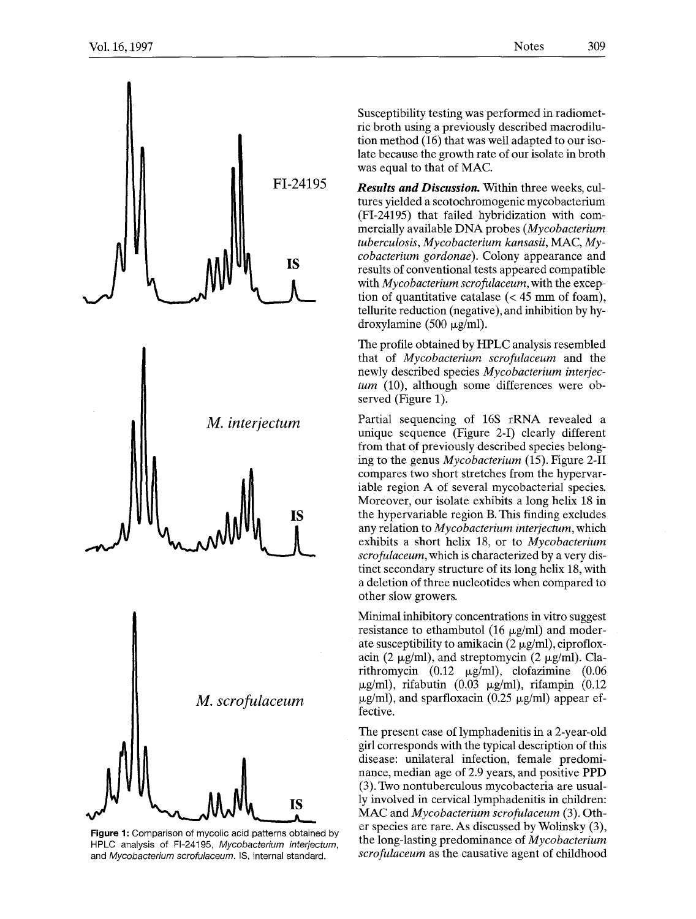Figure 1: Comparison of mycolic acid patterns obtained by HPLC analysis of FI-24195, *Mycobacterium interjectum*, and *Mycobacterium scrofulaceum*. IS, internal standard.

Susceptibility testing was performed in radiometric broth using a previously described macrodilution method (16) that was well adapted to our isolate because the growth rate of our isolate in broth was equal to that of MAC.

***Results and Discussion.*** Within three weeks, cultures yielded a scotochromogenic mycobacterium (FI-24195) that failed hybridization with commercially available DNA probes (*Mycobacterium tuberculosis*, *Mycobacterium kansasii*, MAC, *Mycobacterium gordonae*). Colony appearance and results of conventional tests appeared compatible with *Mycobacterium scrofulaceum*, with the exception of quantitative catalase (< 45 mm of foam), tellurite reduction (negative), and inhibition by hydroxylamine (500 μg/ml).

The profile obtained by HPLC analysis resembled that of *Mycobacterium scrofulaceum* and the newly described species *Mycobacterium interjectum* (10), although some differences were observed (Figure 1).

Partial sequencing of 16S rRNA revealed a unique sequence (Figure 2-I) clearly different from that of previously described species belonging to the genus *Mycobacterium* (15). Figure 2-II compares two short stretches from the hypervariable region A of several mycobacterial species. Moreover, our isolate exhibits a long helix 18 in the hypervariable region B. This finding excludes any relation to *Mycobacterium interjectum*, which exhibits a short helix 18, or to *Mycobacterium scrofulaceum*, which is characterized by a very distinct secondary structure of its long helix 18, with a deletion of three nucleotides when compared to other slow growers.

Minimal inhibitory concentrations in vitro suggest resistance to ethambutol (16 μg/ml) and moderate susceptibility to amikacin (2 μg/ml), ciprofloxacin (2 μg/ml), and streptomycin (2 μg/ml). Clarithromycin (0.12 μg/ml), clofazimine (0.06 μg/ml), rifabutin (0.03 μg/ml), rifampin (0.12 μg/ml), and sparfloxacin (0.25 μg/ml) appear effective.

The present case of lymphadenitis in a 2-year-old girl corresponds with the typical description of this disease: unilateral infection, female predominance, median age of 2.9 years, and positive PPD (3). Two nontuberculous mycobacteria are usually involved in cervical lymphadenitis in children: MAC and *Mycobacterium scrofulaceum* (3). Other species are rare. As discussed by Wolinsky (3), the long-lasting predominance of *Mycobacterium scrofulaceum* as the causative agent of childhood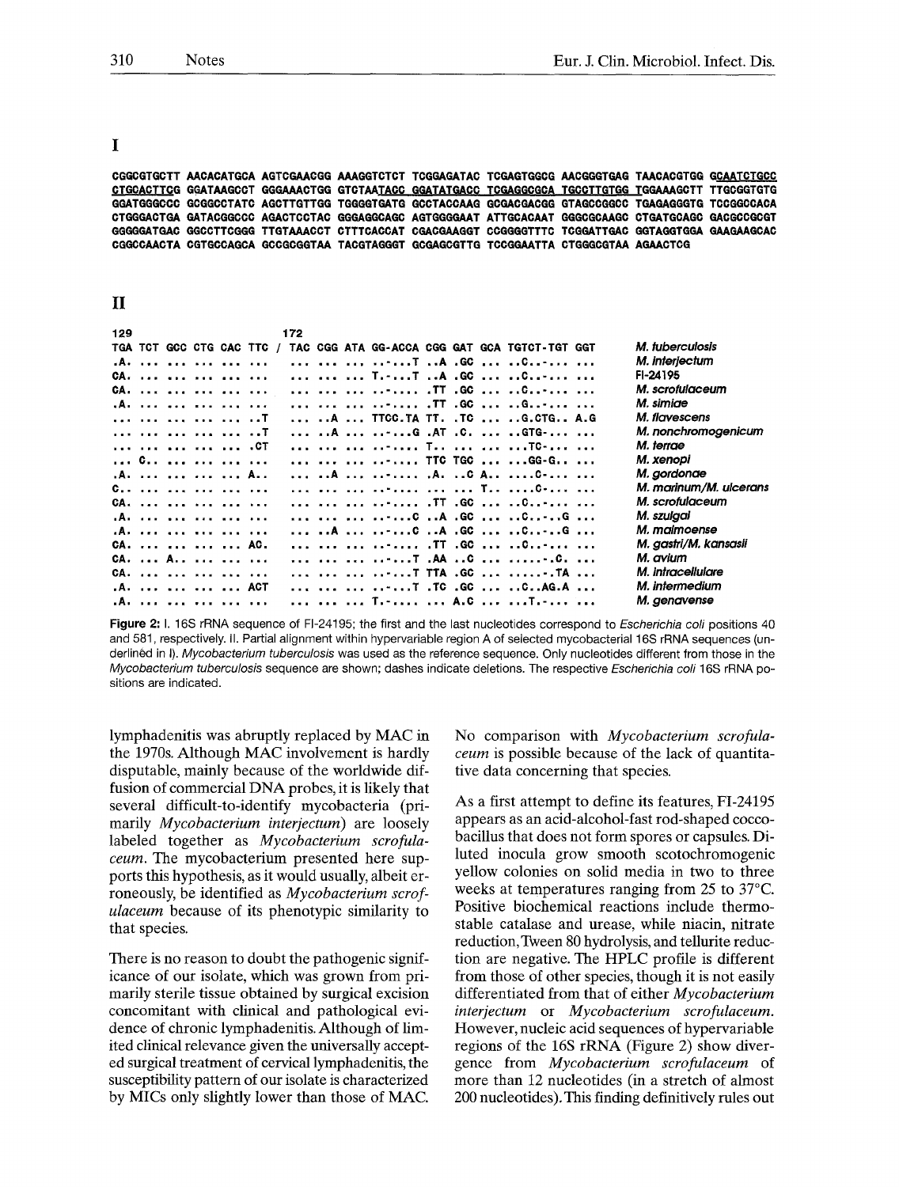**I**

```
CGGCGTGCTT AACACATGCA AGTCGAACGG AAAGGTCTCT TCGGAGATAC TCGAGTGGCG AACGGGTGAG TAACACGTGG GCAATCTGCC
CTGCACTTCG GGATAAGCCT GGGAAACTGG GTCTAATACC GGATATGACC TCGAGGCGCA TGCCTTGTGG TGGAAAGCTT TTGCGGTGTG
GGATGGGCCC GCGGCCTATC AGCTTGTTGG TGGGGTGATG GCCTACCAAG GCGACGACGG GTAGCCGGCC TGAGAGGGTG TCCGGCCACA
CTGGGACTGA GATACGGCCC AGACTCCTAC GGGAGGCAGC AGTGGGGAAT ATTGCACAAT GGGCGCAAGC CTGATGCAGC GACGCCGCGT
GGGGGATGAC GGCCTTCGGG TTGTAAACCT CTTTCACCAT CGACGAAGGT CCGGGGTTTC TCGGATTGAC GGTAGGTGGA GAAGAAGCAC
CGGCCAACTA CGTGCCAGCA GCCGCGGTAA TACGTAGGGT GCGAGCGTTG TCCGGAATTA CTGGGCGTAA AGAACTCG
```

**II**

```
129                         172
TGA TCT GCC CTG CAC TTC  /  TAC CGG ATA GG-ACCA CGG GAT GCA TGTCT-TGT GGT   M. tuberculosis
.A. ... ... ... ... ...     ... ... ... ..-...T ..A .GC ... ..C..-... ...   M. interjectum
CA. ... ... ... ... ...     ... ... ... T.-...T ..A .GC ... ..C..-... ...   FI-24195
CA. ... ... ... ... ...     ... ... ... ..-.... .TT .GC ... ..C..-... ...   M. scrofulaceum
.A. ... ... ... ... ...     ... ... ... ..-.... .TT .GC ... ..G..-... ...   M. simiae
... ... ... ... ... ..T     ... ..A ... TTCC.TA TT. .TC ... ..G.CTG.. A.G   M. flavescens
... ... ... ... ... ..T     ... ..A ... ..-...G .AT .C. ... ..GTG-... ...   M. nonchromogenicum
... ... ... ... ... .CT     ... ... ... ..-.... T.. ... ... ...TC-... ...   M. terrae
... C.. ... ... ... ...     ... ... ... ..-.... TTC TGC ... ...GG-G.. ...   M. xenopi
.A. ... ... ... ... A..     ... ..A ... ..-.... .A. ..C A.. ....C-... ...   M. gordonae
C.. ... ... ... ... ...     ... ... ... ..-.... ... ... T.. ..C..-... ...   M. marinum/M. ulcerans
CA. ... ... ... ... ...     ... ... ... ..-.... .TT .GC ... ..C..-... ...   M. scrofulaceum
.A. ... ... ... ... ...     ... ... ... ..-...C ..A .GC ... ..C..-..G ...   M. szulgai
.A. ... ... ... ... ...     ... ..A ... ..-...C ..A .GC ... ..C..-..G ...   M. malmoense
CA. ... ... ... ... AC.     ... ... ... ..-.... .TT .GC ... ..C..-... ...   M. gastri/M. kansasii
CA. ... A.. ... ... ...     ... ... ... ..-...T .AA ..C ... .....-.C. ...   M. avium
CA. ... ... ... ... ...     ... ... ... ..-...T TTA .GC ... .....-.TA ...   M. intracellulare
.A. ... ... ... ... ACT     ... ... ... ..-...T .TC .GC ... ..C..AG.A ...   M. intermedium
.A. ... ... ... ... ...     ... ... ... T.-.... ... A.C ... ...T.-... ...   M. genavense
```

Figure 2: I. 16S rRNA sequence of FI-24195; the first and the last nucleotides correspond to *Escherichia coli* positions 40 and 581, respectively. II. Partial alignment within hypervariable region A of selected mycobacterial 16S rRNA sequences (underlined in I). *Mycobacterium tuberculosis* was used as the reference sequence. Only nucleotides different from those in the *Mycobacterium tuberculosis* sequence are shown; dashes indicate deletions. The respective *Escherichia coli* 16S rRNA positions are indicated.

lymphadenitis was abruptly replaced by MAC in the 1970s. Although MAC involvement is hardly disputable, mainly because of the worldwide diffusion of commercial DNA probes, it is likely that several difficult-to-identify mycobacteria (primarily *Mycobacterium interjectum*) are loosely labeled together as *Mycobacterium scrofulaceum*. The mycobacterium presented here supports this hypothesis, as it would usually, albeit erroneously, be identified as *Mycobacterium scrofulaceum* because of its phenotypic similarity to that species.

There is no reason to doubt the pathogenic significance of our isolate, which was grown from primarily sterile tissue obtained by surgical excision concomitant with clinical and pathological evidence of chronic lymphadenitis. Although of limited clinical relevance given the universally accepted surgical treatment of cervical lymphadenitis, the susceptibility pattern of our isolate is characterized by MICs only slightly lower than those of MAC. No comparison with *Mycobacterium scrofulaceum* is possible because of the lack of quantitative data concerning that species.

As a first attempt to define its features, FI-24195 appears as an acid-alcohol-fast rod-shaped coccobacillus that does not form spores or capsules. Diluted inocula grow smooth scotochromogenic yellow colonies on solid media in two to three weeks at temperatures ranging from 25 to 37°C. Positive biochemical reactions include thermostable catalase and urease, while niacin, nitrate reduction, Tween 80 hydrolysis, and tellurite reduction are negative. The HPLC profile is different from those of other species, though it is not easily differentiated from that of either *Mycobacterium interjectum* or *Mycobacterium scrofulaceum*. However, nucleic acid sequences of hypervariable regions of the 16S rRNA (Figure 2) show divergence from *Mycobacterium scrofulaceum* of more than 12 nucleotides (in a stretch of almost 200 nucleotides). This finding definitively rules out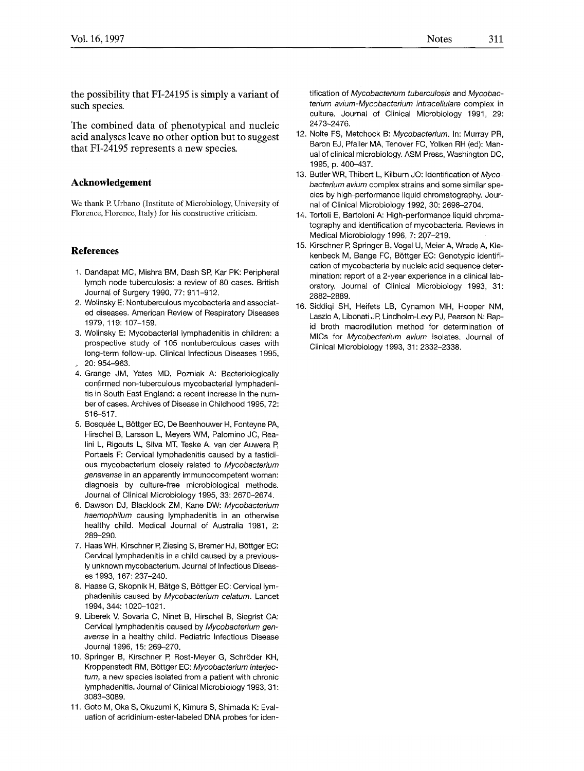the possibility that FI-24195 is simply a variant of such species.

The combined data of phenotypical and nucleic acid analyses leave no other option but to suggest that FI-24195 represents a new species.

## Acknowledgement

We thank P. Urbano (Institute of Microbiology, University of Florence, Florence, Italy) for his constructive criticism.

## References

1. Dandapat MC, Mishra BM, Dash SP, Kar PK: Peripheral lymph node tuberculosis: a review of 80 cases. British Journal of Surgery 1990, 77: 911–912.
2. Wolinsky E: Nontuberculous mycobacteria and associated diseases. American Review of Respiratory Diseases 1979, 119: 107–159.
3. Wolinsky E: Mycobacterial lymphadenitis in children: a prospective study of 105 nontuberculous cases with long-term follow-up. Clinical Infectious Diseases 1995, 20: 954–963.
4. Grange JM, Yates MD, Pozniak A: Bacteriologically confirmed non-tuberculous mycobacterial lymphadenitis in South East England: a recent increase in the number of cases. Archives of Disease in Childhood 1995, 72: 516–517.
5. Bosquée L, Böttger EC, De Beenhouwer H, Fonteyne PA, Hirschel B, Larsson L, Meyers WM, Palomino JC, Realini L, Rigouts L, Silva MT, Teske A, van der Auwera P, Portaels F: Cervical lymphadenitis caused by a fastidious mycobacterium closely related to *Mycobacterium genavense* in an apparently immunocompetent woman: diagnosis by culture-free microbiological methods. Journal of Clinical Microbiology 1995, 33: 2670–2674.
6. Dawson DJ, Blacklock ZM, Kane DW: *Mycobacterium haemophilum* causing lymphadenitis in an otherwise healthy child. Medical Journal of Australia 1981, 2: 289–290.
7. Haas WH, Kirschner P, Ziesing S, Bremer HJ, Böttger EC: Cervical lymphadenitis in a child caused by a previously unknown mycobacterium. Journal of Infectious Diseases 1993, 167: 237–240.
8. Haase G, Skopnik H, Bätge S, Böttger EC: Cervical lymphadenitis caused by *Mycobacterium celatum*. Lancet 1994, 344: 1020–1021.
9. Liberek V, Sovaria C, Ninet B, Hirschel B, Siegrist CA: Cervical lymphadenitis caused by *Mycobacterium genavense* in a healthy child. Pediatric Infectious Disease Journal 1996, 15: 269–270.
10. Springer B, Kirschner P, Rost-Meyer G, Schröder KH, Kroppenstedt RM, Böttger EC: *Mycobacterium interjectum*, a new species isolated from a patient with chronic lymphadenitis. Journal of Clinical Microbiology 1993, 31: 3083–3089.
11. Goto M, Oka S, Okuzumi K, Kimura S, Shimada K: Evaluation of acridinium-ester-labeled DNA probes for identification of *Mycobacterium tuberculosis* and *Mycobacterium avium-Mycobacterium intracellulare* complex in culture. Journal of Clinical Microbiology 1991, 29: 2473–2476.
12. Nolte FS, Metchock B: *Mycobacterium*. In: Murray PR, Baron EJ, Pfaller MA, Tenover FC, Yolken RH (ed): Manual of clinical microbiology. ASM Press, Washington DC, 1995, p. 400–437.
13. Butler WR, Thibert L, Kilburn JO: Identification of *Mycobacterium avium* complex strains and some similar species by high-performance liquid chromatography. Journal of Clinical Microbiology 1992, 30: 2698–2704.
14. Tortoli E, Bartoloni A: High-performance liquid chromatography and identification of mycobacteria. Reviews in Medical Microbiology 1996, 7: 207–219.
15. Kirschner P, Springer B, Vogel U, Meier A, Wrede A, Kiekenbeck M, Bange FC, Böttger EC: Genotypic identification of mycobacteria by nucleic acid sequence determination: report of a 2-year experience in a clinical laboratory. Journal of Clinical Microbiology 1993, 31: 2882–2889.
16. Siddiqi SH, Heifets LB, Cynamon MH, Hooper NM, Laszlo A, Libonati JP, Lindholm-Levy PJ, Pearson N: Rapid broth macrodilution method for determination of MICs for *Mycobacterium avium* isolates. Journal of Clinical Microbiology 1993, 31: 2332–2338.